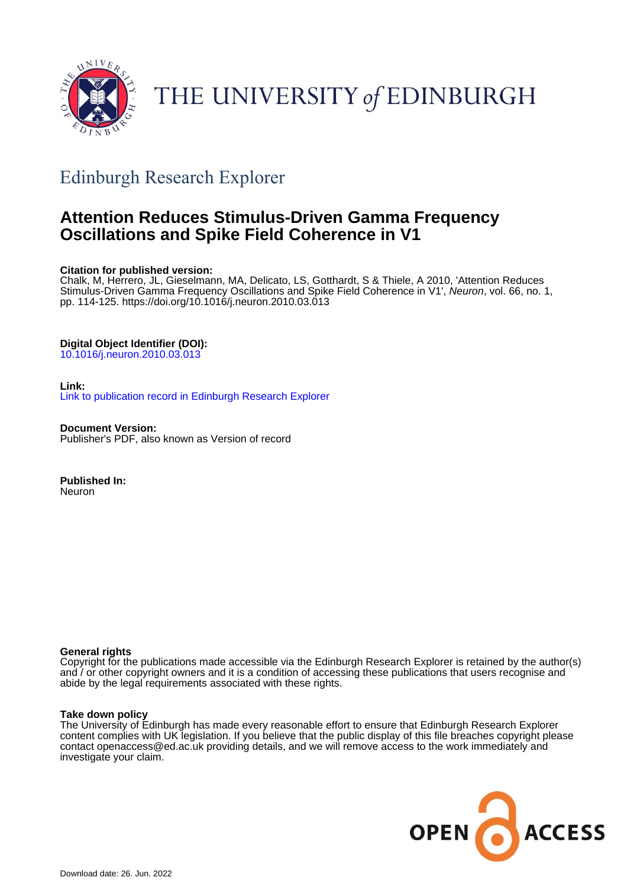THE UNIVERSITY of EDINBURGH

## Edinburgh Research Explorer

# Attention Reduces Stimulus-Driven Gamma Frequency Oscillations and Spike Field Coherence in V1

**Citation for published version:**
Chalk, M, Herrero, JL, Gieselmann, MA, Delicato, LS, Gotthardt, S & Thiele, A 2010, 'Attention Reduces Stimulus-Driven Gamma Frequency Oscillations and Spike Field Coherence in V1', *Neuron*, vol. 66, no. 1, pp. 114-125. https://doi.org/10.1016/j.neuron.2010.03.013

**Digital Object Identifier (DOI):**
10.1016/j.neuron.2010.03.013

**Link:**
Link to publication record in Edinburgh Research Explorer

**Document Version:**
Publisher's PDF, also known as Version of record

**Published In:**
Neuron

**General rights**
Copyright for the publications made accessible via the Edinburgh Research Explorer is retained by the author(s) and / or other copyright owners and it is a condition of accessing these publications that users recognise and abide by the legal requirements associated with these rights.

**Take down policy**
The University of Edinburgh has made every reasonable effort to ensure that Edinburgh Research Explorer content complies with UK legislation. If you believe that the public display of this file breaches copyright please contact openaccess@ed.ac.uk providing details, and we will remove access to the work immediately and investigate your claim.

OPEN ACCESS

Download date: 26. Jun. 2022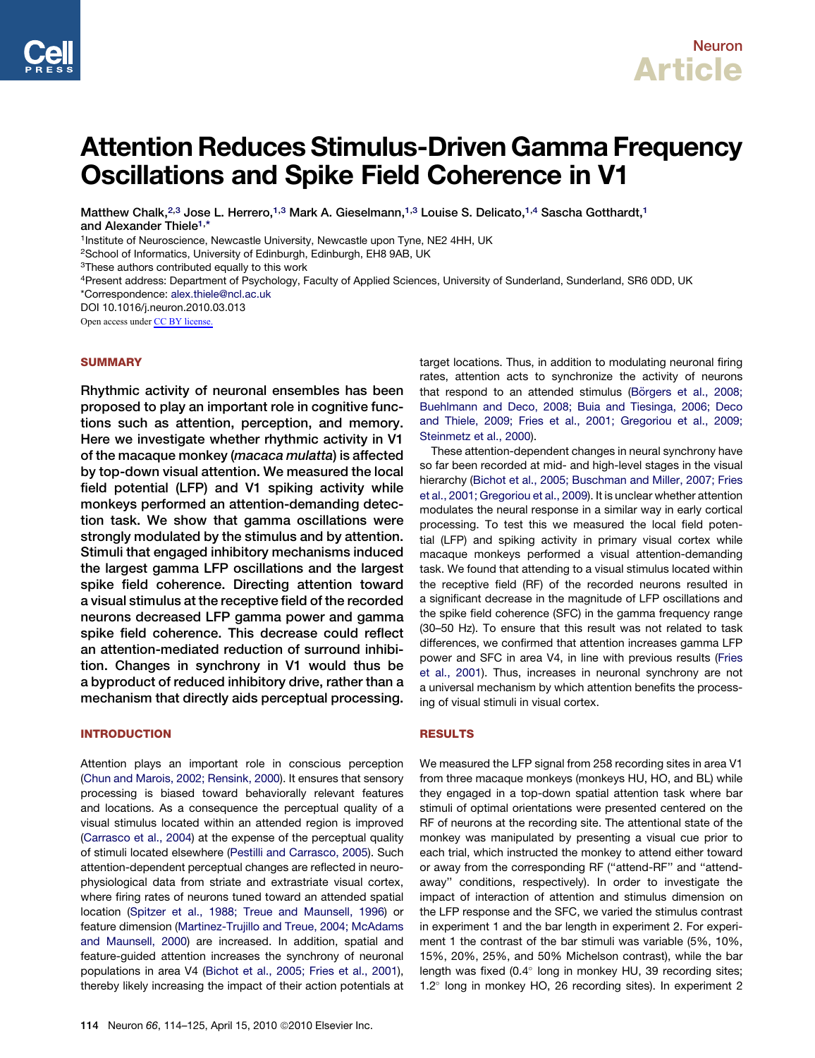# Attention Reduces Stimulus-Driven Gamma Frequency Oscillations and Spike Field Coherence in V1

Matthew Chalk,[2,3] Jose L. Herrero,[1,3] Mark A. Gieselmann,[1,3] Louise S. Delicato,[1,4] Sascha Gotthardt,[1] and Alexander Thiele[1,*]

[1]Institute of Neuroscience, Newcastle University, Newcastle upon Tyne, NE2 4HH, UK
[2]School of Informatics, University of Edinburgh, Edinburgh, EH8 9AB, UK
[3]These authors contributed equally to this work
[4]Present address: Department of Psychology, Faculty of Applied Sciences, University of Sunderland, Sunderland, SR6 0DD, UK
*Correspondence: alex.thiele@ncl.ac.uk
DOI 10.1016/j.neuron.2010.03.013
Open access under CC BY license.

## SUMMARY

**Rhythmic activity of neuronal ensembles has been proposed to play an important role in cognitive functions such as attention, perception, and memory. Here we investigate whether rhythmic activity in V1 of the macaque monkey (*macaca mulatta*) is affected by top-down visual attention. We measured the local field potential (LFP) and V1 spiking activity while monkeys performed an attention-demanding detection task. We show that gamma oscillations were strongly modulated by the stimulus and by attention. Stimuli that engaged inhibitory mechanisms induced the largest gamma LFP oscillations and the largest spike field coherence. Directing attention toward a visual stimulus at the receptive field of the recorded neurons decreased LFP gamma power and gamma spike field coherence. This decrease could reflect an attention-mediated reduction of surround inhibition. Changes in synchrony in V1 would thus be a byproduct of reduced inhibitory drive, rather than a mechanism that directly aids perceptual processing.**

## INTRODUCTION

Attention plays an important role in conscious perception (Chun and Marois, 2002; Rensink, 2000). It ensures that sensory processing is biased toward behaviorally relevant features and locations. As a consequence the perceptual quality of a visual stimulus located within an attended region is improved (Carrasco et al., 2004) at the expense of the perceptual quality of stimuli located elsewhere (Pestilli and Carrasco, 2005). Such attention-dependent perceptual changes are reflected in neurophysiological data from striate and extrastriate visual cortex, where firing rates of neurons tuned toward an attended spatial location (Spitzer et al., 1988; Treue and Maunsell, 1996) or feature dimension (Martinez-Trujillo and Treue, 2004; McAdams and Maunsell, 2000) are increased. In addition, spatial and feature-guided attention increases the synchrony of neuronal populations in area V4 (Bichot et al., 2005; Fries et al., 2001), thereby likely increasing the impact of their action potentials at target locations. Thus, in addition to modulating neuronal firing rates, attention acts to synchronize the activity of neurons that respond to an attended stimulus (Börgers et al., 2008; Buehlmann and Deco, 2008; Buia and Tiesinga, 2006; Deco and Thiele, 2009; Fries et al., 2001; Gregoriou et al., 2009; Steinmetz et al., 2000).

These attention-dependent changes in neural synchrony have so far been recorded at mid- and high-level stages in the visual hierarchy (Bichot et al., 2005; Buschman and Miller, 2007; Fries et al., 2001; Gregoriou et al., 2009). It is unclear whether attention modulates the neural response in a similar way in early cortical processing. To test this we measured the local field potential (LFP) and spiking activity in primary visual cortex while macaque monkeys performed a visual attention-demanding task. We found that attending to a visual stimulus located within the receptive field (RF) of the recorded neurons resulted in a significant decrease in the magnitude of LFP oscillations and the spike field coherence (SFC) in the gamma frequency range (30–50 Hz). To ensure that this result was not related to task differences, we confirmed that attention increases gamma LFP power and SFC in area V4, in line with previous results (Fries et al., 2001). Thus, increases in neuronal synchrony are not a universal mechanism by which attention benefits the processing of visual stimuli in visual cortex.

## RESULTS

We measured the LFP signal from 258 recording sites in area V1 from three macaque monkeys (monkeys HU, HO, and BL) while they engaged in a top-down spatial attention task where bar stimuli of optimal orientations were presented centered on the RF of neurons at the recording site. The attentional state of the monkey was manipulated by presenting a visual cue prior to each trial, which instructed the monkey to attend either toward or away from the corresponding RF ("attend-RF" and "attend-away" conditions, respectively). In order to investigate the impact of interaction of attention and stimulus dimension on the LFP response and the SFC, we varied the stimulus contrast in experiment 1 and the bar length in experiment 2. For experiment 1 the contrast of the bar stimuli was variable (5%, 10%, 15%, 20%, 25%, and 50% Michelson contrast), while the bar length was fixed (0.4° long in monkey HU, 39 recording sites; 1.2° long in monkey HO, 26 recording sites). In experiment 2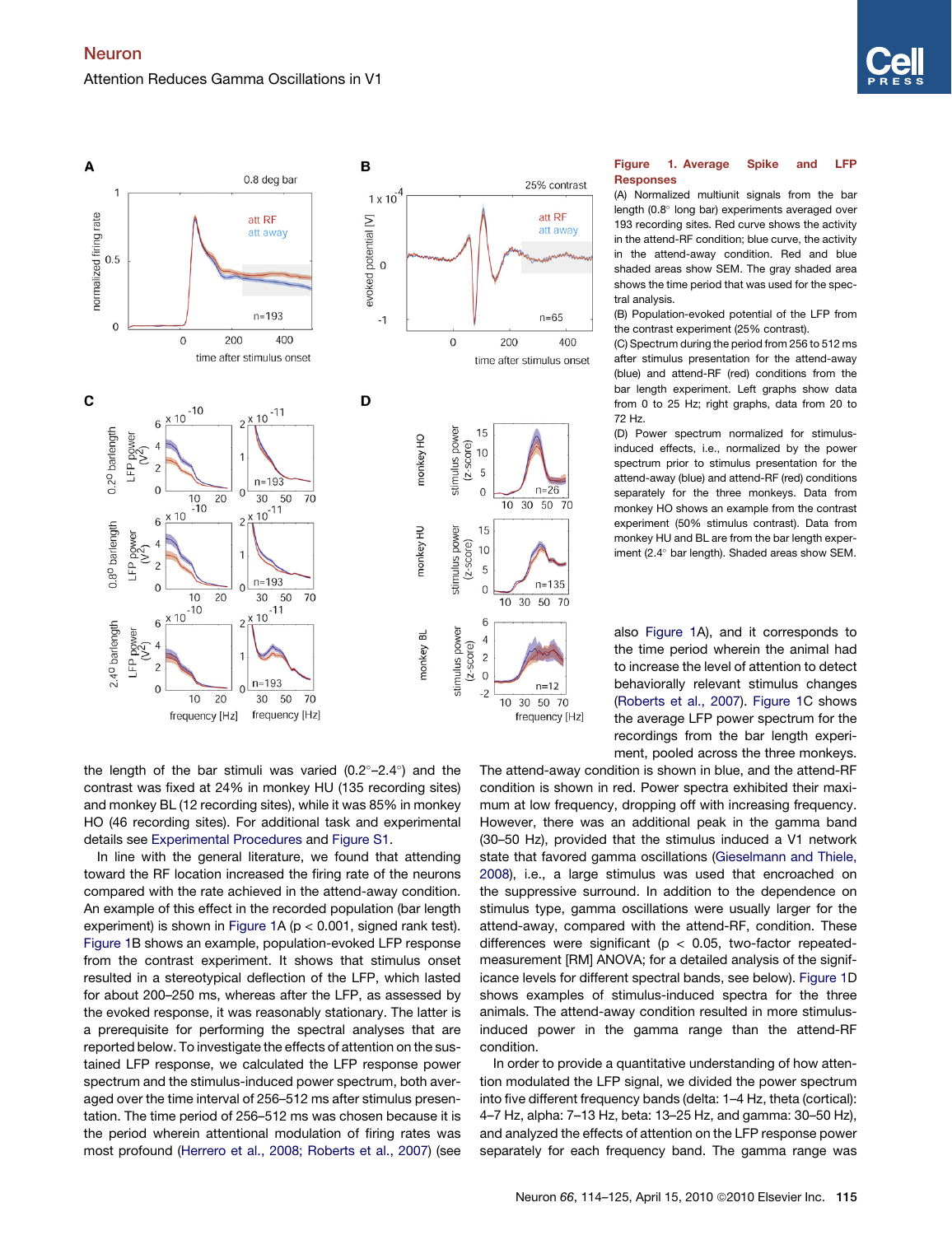**Figure 1. Average Spike and LFP Responses**

(A) Normalized multiunit signals from the bar length (0.8° long bar) experiments averaged over 193 recording sites. Red curve shows the activity in the attend-RF condition; blue curve, the activity in the attend-away condition. Red and blue shaded areas show SEM. The gray shaded area shows the time period that was used for the spectral analysis.

(B) Population-evoked potential of the LFP from the contrast experiment (25% contrast).

(C) Spectrum during the period from 256 to 512 ms after stimulus presentation for the attend-away (blue) and attend-RF (red) conditions from the bar length experiment. Left graphs show data from 0 to 25 Hz; right graphs, data from 20 to 72 Hz.

(D) Power spectrum normalized for stimulus-induced effects, i.e., normalized by the power spectrum prior to stimulus presentation for the attend-away (blue) and attend-RF (red) conditions separately for the three monkeys. Data from monkey HO shows an example from the contrast experiment (50% stimulus contrast). Data from monkey HU and BL are from the bar length experiment (2.4° bar length). Shaded areas show SEM.

the length of the bar stimuli was varied (0.2°–2.4°) and the contrast was fixed at 24% in monkey HU (135 recording sites) and monkey BL (12 recording sites), while it was 85% in monkey HO (46 recording sites). For additional task and experimental details see Experimental Procedures and Figure S1.

In line with the general literature, we found that attending toward the RF location increased the firing rate of the neurons compared with the rate achieved in the attend-away condition. An example of this effect in the recorded population (bar length experiment) is shown in Figure 1A ($p < 0.001$, signed rank test). Figure 1B shows an example, population-evoked LFP response from the contrast experiment. It shows that stimulus onset resulted in a stereotypical deflection of the LFP, which lasted for about 200–250 ms, whereas after the LFP, as assessed by the evoked response, it was reasonably stationary. The latter is a prerequisite for performing the spectral analyses that are reported below. To investigate the effects of attention on the sustained LFP response, we calculated the LFP response power spectrum and the stimulus-induced power spectrum, both averaged over the time interval of 256–512 ms after stimulus presentation. The time period of 256–512 ms was chosen because it is the period wherein attentional modulation of firing rates was most profound (Herrero et al., 2008; Roberts et al., 2007) (see also Figure 1A), and it corresponds to the time period wherein the animal had to increase the level of attention to detect behaviorally relevant stimulus changes (Roberts et al., 2007). Figure 1C shows the average LFP power spectrum for the recordings from the bar length experiment, pooled across the three monkeys. The attend-away condition is shown in blue, and the attend-RF condition is shown in red. Power spectra exhibited their maximum at low frequency, dropping off with increasing frequency. However, there was an additional peak in the gamma band (30–50 Hz), provided that the stimulus induced a V1 network state that favored gamma oscillations (Gieselmann and Thiele, 2008), i.e., a large stimulus was used that encroached on the suppressive surround. In addition to the dependence on stimulus type, gamma oscillations were usually larger for the attend-away, compared with the attend-RF, condition. These differences were significant ($p < 0.05$, two-factor repeated-measurement [RM] ANOVA; for a detailed analysis of the significance levels for different spectral bands, see below). Figure 1D shows examples of stimulus-induced spectra for the three animals. The attend-away condition resulted in more stimulus-induced power in the gamma range than the attend-RF condition.

In order to provide a quantitative understanding of how attention modulated the LFP signal, we divided the power spectrum into five different frequency bands (delta: 1–4 Hz, theta (cortical): 4–7 Hz, alpha: 7–13 Hz, beta: 13–25 Hz, and gamma: 30–50 Hz), and analyzed the effects of attention on the LFP response power separately for each frequency band. The gamma range was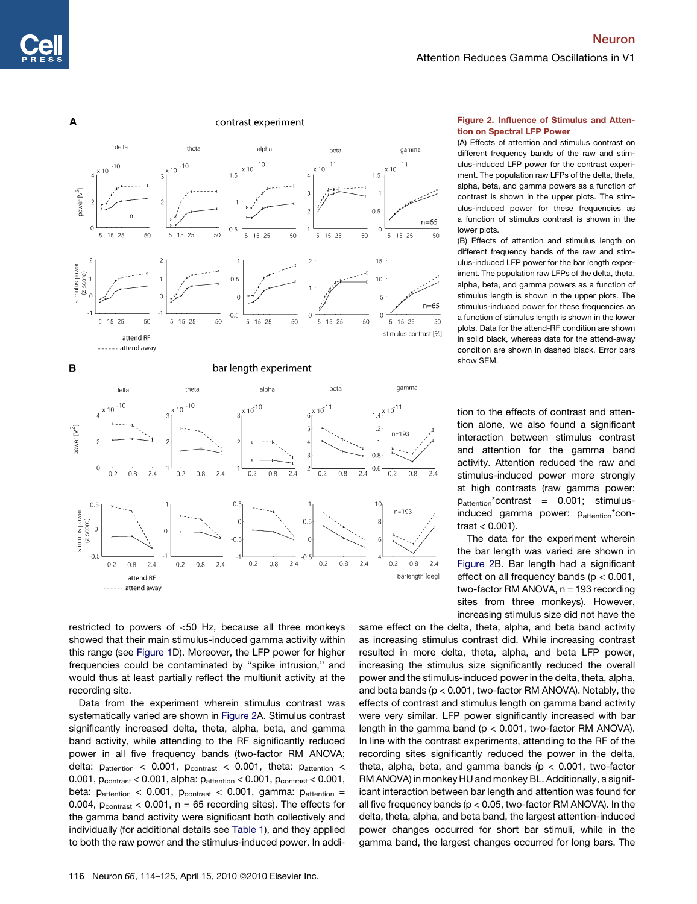**Figure 2. Influence of Stimulus and Attention on Spectral LFP Power**

(A) Effects of attention and stimulus contrast on different frequency bands of the raw and stimulus-induced LFP power for the contrast experiment. The population raw LFPs of the delta, theta, alpha, beta, and gamma powers as a function of contrast is shown in the upper plots. The stimulus-induced power for these frequencies as a function of stimulus contrast is shown in the lower plots.

(B) Effects of attention and stimulus length on different frequency bands of the raw and stimulus-induced LFP power for the bar length experiment. The population raw LFPs of the delta, theta, alpha, beta, and gamma powers as a function of stimulus length is shown in the upper plots. The stimulus-induced power for these frequencies as a function of stimulus length is shown in the lower plots. Data for the attend-RF condition are shown in solid black, whereas data for the attend-away condition are shown in dashed black. Error bars show SEM.

restricted to powers of <50 Hz, because all three monkeys showed that their main stimulus-induced gamma activity within this range (see Figure 1D). Moreover, the LFP power for higher frequencies could be contaminated by "spike intrusion," and would thus at least partially reflect the multiunit activity at the recording site.

Data from the experiment wherein stimulus contrast was systematically varied are shown in Figure 2A. Stimulus contrast significantly increased delta, theta, alpha, beta, and gamma band activity, while attending to the RF significantly reduced power in all five frequency bands (two-factor RM ANOVA; delta: $p_{attention} < 0.001$, $p_{contrast} < 0.001$, theta: $p_{attention} < 0.001$, $p_{contrast} < 0.001$, alpha: $p_{attention} < 0.001$, $p_{contrast} < 0.001$, beta: $p_{attention} < 0.001$, $p_{contrast} < 0.001$, gamma: $p_{attention} = 0.004$, $p_{contrast} < 0.001$, n = 65 recording sites). The effects for the gamma band activity were significant both collectively and individually (for additional details see Table 1), and they applied to both the raw power and the stimulus-induced power. In addition to the effects of contrast and attention alone, we also found a significant interaction between stimulus contrast and attention for the gamma band activity. Attention reduced the raw and stimulus-induced power more strongly at high contrasts (raw gamma power: $p_{attention*contrast} = 0.001$; stimulus-induced gamma power: $p_{attention*contrast} < 0.001$).

The data for the experiment wherein the bar length was varied are shown in Figure 2B. Bar length had a significant effect on all frequency bands ($p < 0.001$, two-factor RM ANOVA, n = 193 recording sites from three monkeys). However, increasing stimulus size did not have the same effect on the delta, theta, alpha, and beta band activity as increasing stimulus contrast did. While increasing contrast resulted in more delta, theta, alpha, and beta LFP power, increasing the stimulus size significantly reduced the overall power and the stimulus-induced power in the delta, theta, alpha, and beta bands ($p < 0.001$, two-factor RM ANOVA). Notably, the effects of contrast and stimulus length on gamma band activity were very similar. LFP power significantly increased with bar length in the gamma band ($p < 0.001$, two-factor RM ANOVA). In line with the contrast experiments, attending to the RF of the recording sites significantly reduced the power in the delta, theta, alpha, beta, and gamma bands ($p < 0.001$, two-factor RM ANOVA) in monkey HU and monkey BL. Additionally, a significant interaction between bar length and attention was found for all five frequency bands ($p < 0.05$, two-factor RM ANOVA). In the delta, theta, alpha, and beta band, the largest attention-induced power changes occurred for short bar stimuli, while in the gamma band, the largest changes occurred for long bars. The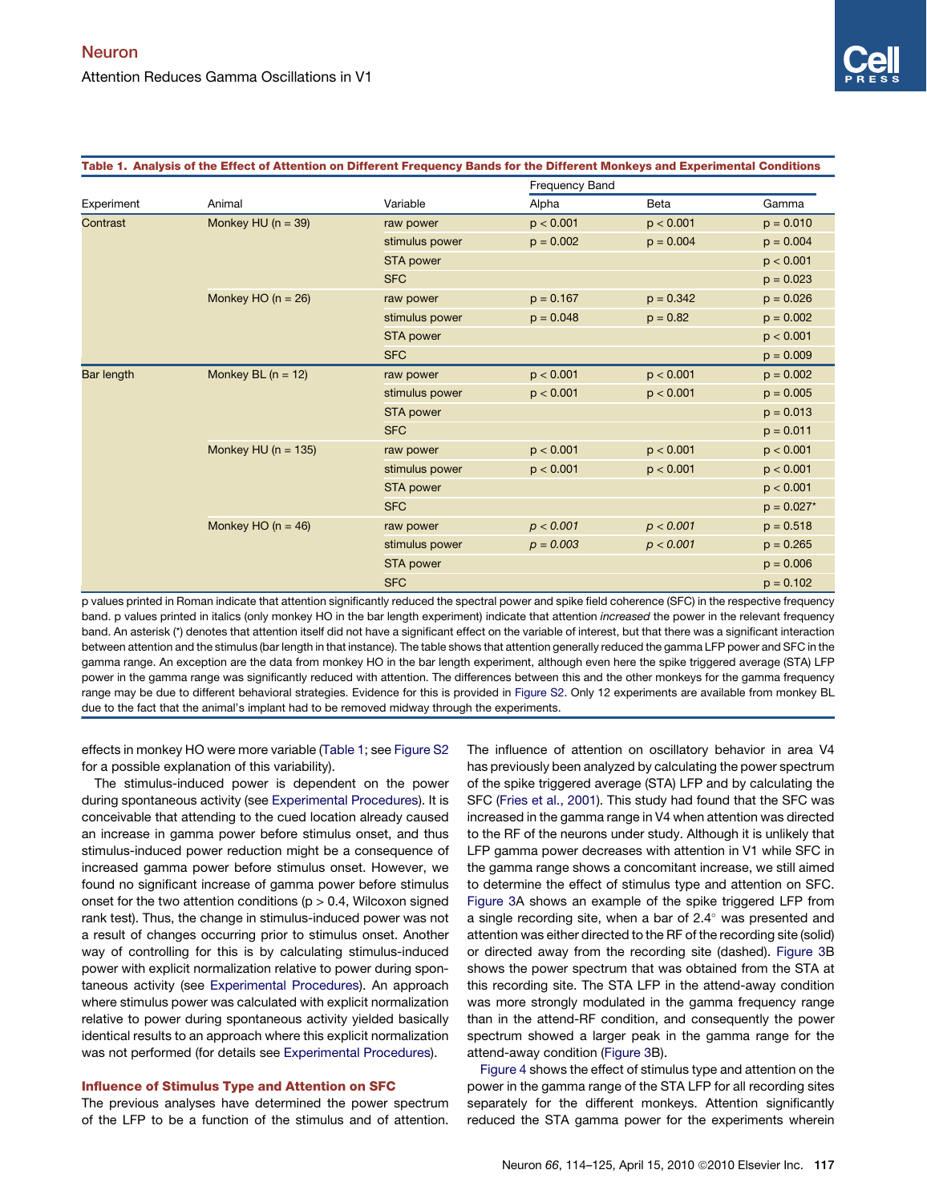**Table 1. Analysis of the Effect of Attention on Different Frequency Bands for the Different Monkeys and Experimental Conditions**

| Experiment | Animal | Variable | Frequency Band Alpha | Beta | Gamma |
|---|---|---|---|---|---|
| Contrast | Monkey HU (n = 39) | raw power | p < 0.001 | p < 0.001 | p = 0.010 |
| | | stimulus power | p = 0.002 | p = 0.004 | p = 0.004 |
| | | STA power | | | p < 0.001 |
| | | SFC | | | p = 0.023 |
| | Monkey HO (n = 26) | raw power | p = 0.167 | p = 0.342 | p = 0.026 |
| | | stimulus power | p = 0.048 | p = 0.82 | p = 0.002 |
| | | STA power | | | p < 0.001 |
| | | SFC | | | p = 0.009 |
| Bar length | Monkey BL (n = 12) | raw power | p < 0.001 | p < 0.001 | p = 0.002 |
| | | stimulus power | p < 0.001 | p < 0.001 | p = 0.005 |
| | | STA power | | | p = 0.013 |
| | | SFC | | | p = 0.011 |
| | Monkey HU (n = 135) | raw power | p < 0.001 | p < 0.001 | p < 0.001 |
| | | stimulus power | p < 0.001 | p < 0.001 | p < 0.001 |
| | | STA power | | | p < 0.001 |
| | | SFC | | | p = 0.027* |
| | Monkey HO (n = 46) | raw power | *p < 0.001* | *p < 0.001* | p = 0.518 |
| | | stimulus power | *p = 0.003* | *p < 0.001* | p = 0.265 |
| | | STA power | | | p = 0.006 |
| | | SFC | | | p = 0.102 |

p values printed in Roman indicate that attention significantly reduced the spectral power and spike field coherence (SFC) in the respective frequency band. p values printed in italics (only monkey HO in the bar length experiment) indicate that attention *increased* the power in the relevant frequency band. An asterisk (*) denotes that attention itself did not have a significant effect on the variable of interest, but that there was a significant interaction between attention and the stimulus (bar length in that instance). The table shows that attention generally reduced the gamma LFP power and SFC in the gamma range. An exception are the data from monkey HO in the bar length experiment, although even here the spike triggered average (STA) LFP power in the gamma range was significantly reduced with attention. The differences between this and the other monkeys for the gamma frequency range may be due to different behavioral strategies. Evidence for this is provided in Figure S2. Only 12 experiments are available from monkey BL due to the fact that the animal's implant had to be removed midway through the experiments.

effects in monkey HO were more variable (Table 1; see Figure S2 for a possible explanation of this variability).

The stimulus-induced power is dependent on the power during spontaneous activity (see Experimental Procedures). It is conceivable that attending to the cued location already caused an increase in gamma power before stimulus onset, and thus stimulus-induced power reduction might be a consequence of increased gamma power before stimulus onset. However, we found no significant increase of gamma power before stimulus onset for the two attention conditions (p > 0.4, Wilcoxon signed rank test). Thus, the change in stimulus-induced power was not a result of changes occurring prior to stimulus onset. Another way of controlling for this is by calculating stimulus-induced power with explicit normalization relative to power during spontaneous activity (see Experimental Procedures). An approach where stimulus power was calculated with explicit normalization relative to power during spontaneous activity yielded basically identical results to an approach where this explicit normalization was not performed (for details see Experimental Procedures).

### Influence of Stimulus Type and Attention on SFC

The previous analyses have determined the power spectrum of the LFP to be a function of the stimulus and of attention. The influence of attention on oscillatory behavior in area V4 has previously been analyzed by calculating the power spectrum of the spike triggered average (STA) LFP and by calculating the SFC (Fries et al., 2001). This study had found that the SFC was increased in the gamma range in V4 when attention was directed to the RF of the neurons under study. Although it is unlikely that LFP gamma power decreases with attention in V1 while SFC in the gamma range shows a concomitant increase, we still aimed to determine the effect of stimulus type and attention on SFC. Figure 3A shows an example of the spike triggered LFP from a single recording site, when a bar of 2.4° was presented and attention was either directed to the RF of the recording site (solid) or directed away from the recording site (dashed). Figure 3B shows the power spectrum that was obtained from the STA at this recording site. The STA LFP in the attend-away condition was more strongly modulated in the gamma frequency range than in the attend-RF condition, and consequently the power spectrum showed a larger peak in the gamma range for the attend-away condition (Figure 3B).

Figure 4 shows the effect of stimulus type and attention on the power in the gamma range of the STA LFP for all recording sites separately for the different monkeys. Attention significantly reduced the STA gamma power for the experiments wherein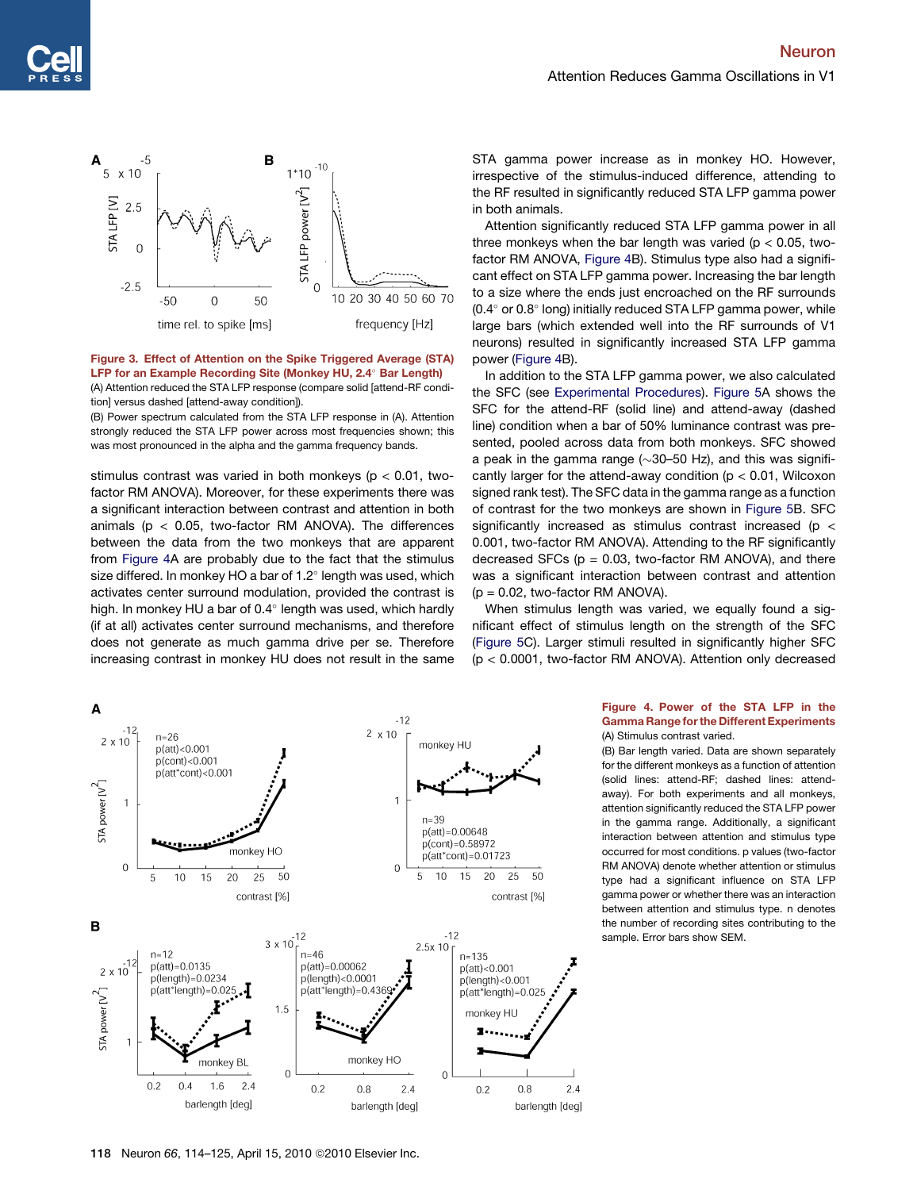**Figure 3. Effect of Attention on the Spike Triggered Average (STA) LFP for an Example Recording Site (Monkey HU, 2.4° Bar Length)**

(A) Attention reduced the STA LFP response (compare solid [attend-RF condition] versus dashed [attend-away condition]).

(B) Power spectrum calculated from the STA LFP response in (A). Attention strongly reduced the STA LFP power across most frequencies shown; this was most pronounced in the alpha and the gamma frequency bands.

stimulus contrast was varied in both monkeys ($p < 0.01$, two-factor RM ANOVA). Moreover, for these experiments there was a significant interaction between contrast and attention in both animals ($p < 0.05$, two-factor RM ANOVA). The differences between the data from the two monkeys that are apparent from Figure 4A are probably due to the fact that the stimulus size differed. In monkey HO a bar of 1.2° length was used, which activates center surround modulation, provided the contrast is high. In monkey HU a bar of 0.4° length was used, which hardly (if at all) activates center surround mechanisms, and therefore does not generate as much gamma drive per se. Therefore increasing contrast in monkey HU does not result in the same STA gamma power increase as in monkey HO. However, irrespective of the stimulus-induced difference, attending to the RF resulted in significantly reduced STA LFP gamma power in both animals.

Attention significantly reduced STA LFP gamma power in all three monkeys when the bar length was varied ($p < 0.05$, two-factor RM ANOVA, Figure 4B). Stimulus type also had a significant effect on STA LFP gamma power. Increasing the bar length to a size where the ends just encroached on the RF surrounds (0.4° or 0.8° long) initially reduced STA LFP gamma power, while large bars (which extended well into the RF surrounds of V1 neurons) resulted in significantly increased STA LFP gamma power (Figure 4B).

In addition to the STA LFP gamma power, we also calculated the SFC (see Experimental Procedures). Figure 5A shows the SFC for the attend-RF (solid line) and attend-away (dashed line) condition when a bar of 50% luminance contrast was presented, pooled across data from both monkeys. SFC showed a peak in the gamma range (~30–50 Hz), and this was significantly larger for the attend-away condition ($p < 0.01$, Wilcoxon signed rank test). The SFC data in the gamma range as a function of contrast for the two monkeys are shown in Figure 5B. SFC significantly increased as stimulus contrast increased ($p < 0.001$, two-factor RM ANOVA). Attending to the RF significantly decreased SFCs ($p = 0.03$, two-factor RM ANOVA), and there was a significant interaction between contrast and attention ($p = 0.02$, two-factor RM ANOVA).

When stimulus length was varied, we equally found a significant effect of stimulus length on the strength of the SFC (Figure 5C). Larger stimuli resulted in significantly higher SFC ($p < 0.0001$, two-factor RM ANOVA). Attention only decreased

**Figure 4. Power of the STA LFP in the Gamma Range for the Different Experiments**

(A) Stimulus contrast varied.

(B) Bar length varied. Data are shown separately for the different monkeys as a function of attention (solid lines: attend-RF; dashed lines: attend-away). For both experiments and all monkeys, attention significantly reduced the STA LFP power in the gamma range. Additionally, a significant interaction between attention and stimulus type occurred for most conditions. p values (two-factor RM ANOVA) denote whether attention or stimulus type had a significant influence on STA LFP gamma power or whether there was an interaction between attention and stimulus type. n denotes the number of recording sites contributing to the sample. Error bars show SEM.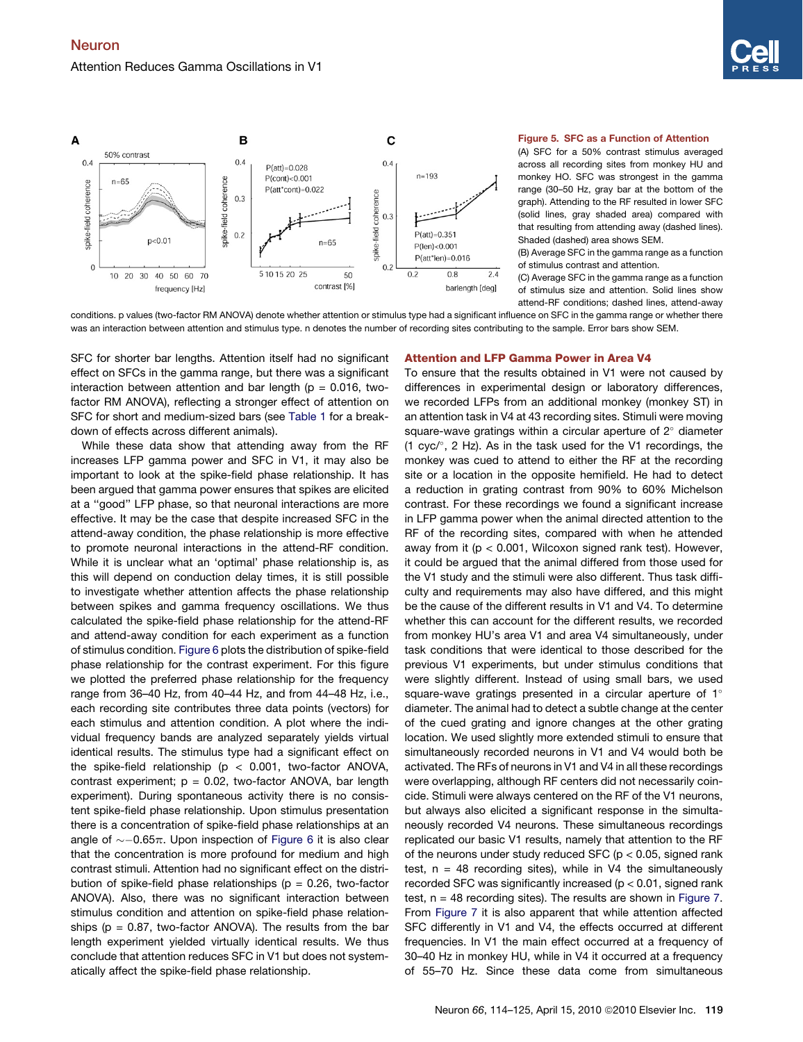**Figure 5. SFC as a Function of Attention**

(A) SFC for a 50% contrast stimulus averaged across all recording sites from monkey HU and monkey HO. SFC was strongest in the gamma range (30–50 Hz, gray bar at the bottom of the graph). Attending to the RF resulted in lower SFC (solid lines, gray shaded area) compared with that resulting from attending away (dashed lines). Shaded (dashed) area shows SEM.

(B) Average SFC in the gamma range as a function of stimulus contrast and attention.

(C) Average SFC in the gamma range as a function of stimulus size and attention. Solid lines show attend-RF conditions; dashed lines, attend-away conditions. p values (two-factor RM ANOVA) denote whether attention or stimulus type had a significant influence on SFC in the gamma range or whether there was an interaction between attention and stimulus type. n denotes the number of recording sites contributing to the sample. Error bars show SEM.

SFC for shorter bar lengths. Attention itself had no significant effect on SFCs in the gamma range, but there was a significant interaction between attention and bar length ($p = 0.016$, two-factor RM ANOVA), reflecting a stronger effect of attention on SFC for short and medium-sized bars (see Table 1 for a breakdown of effects across different animals).

While these data show that attending away from the RF increases LFP gamma power and SFC in V1, it may also be important to look at the spike-field phase relationship. It has been argued that gamma power ensures that spikes are elicited at a "good" LFP phase, so that neuronal interactions are more effective. It may be the case that despite increased SFC in the attend-away condition, the phase relationship is more effective to promote neuronal interactions in the attend-RF condition. While it is unclear what an 'optimal' phase relationship is, as this will depend on conduction delay times, it is still possible to investigate whether attention affects the phase relationship between spikes and gamma frequency oscillations. We thus calculated the spike-field phase relationship for the attend-RF and attend-away condition for each experiment as a function of stimulus condition. Figure 6 plots the distribution of spike-field phase relationship for the contrast experiment. For this figure we plotted the preferred phase relationship for the frequency range from 36–40 Hz, from 40–44 Hz, and from 44–48 Hz, i.e., each recording site contributes three data points (vectors) for each stimulus and attention condition. A plot where the individual frequency bands are analyzed separately yields virtual identical results. The stimulus type had a significant effect on the spike-field relationship ($p < 0.001$, two-factor ANOVA, contrast experiment; $p = 0.02$, two-factor ANOVA, bar length experiment). During spontaneous activity there is no consistent spike-field phase relationship. Upon stimulus presentation there is a concentration of spike-field phase relationships at an angle of $\sim -0.65\pi$. Upon inspection of Figure 6 it is also clear that the concentration is more profound for medium and high contrast stimuli. Attention had no significant effect on the distribution of spike-field phase relationships ($p = 0.26$, two-factor ANOVA). Also, there was no significant interaction between stimulus condition and attention on spike-field phase relationships ($p = 0.87$, two-factor ANOVA). The results from the bar length experiment yielded virtually identical results. We thus conclude that attention reduces SFC in V1 but does not systematically affect the spike-field phase relationship.

## Attention and LFP Gamma Power in Area V4

To ensure that the results obtained in V1 were not caused by differences in experimental design or laboratory differences, we recorded LFPs from an additional monkey (monkey ST) in an attention task in V4 at 43 recording sites. Stimuli were moving square-wave gratings within a circular aperture of 2° diameter (1 cyc/°, 2 Hz). As in the task used for the V1 recordings, the monkey was cued to attend to either the RF at the recording site or a location in the opposite hemifield. He had to detect a reduction in grating contrast from 90% to 60% Michelson contrast. For these recordings we found a significant increase in LFP gamma power when the animal directed attention to the RF of the recording sites, compared with when he attended away from it ($p < 0.001$, Wilcoxon signed rank test). However, it could be argued that the animal differed from those used for the V1 study and the stimuli were also different. Thus task difficulty and requirements may also have differed, and this might be the cause of the different results in V1 and V4. To determine whether this can account for the different results, we recorded from monkey HU's area V1 and area V4 simultaneously, under task conditions that were identical to those described for the previous V1 experiments, but under stimulus conditions that were slightly different. Instead of using small bars, we used square-wave gratings presented in a circular aperture of 1° diameter. The animal had to detect a subtle change at the center of the cued grating and ignore changes at the other grating location. We used slightly more extended stimuli to ensure that simultaneously recorded neurons in V1 and V4 would both be activated. The RFs of neurons in V1 and V4 in all these recordings were overlapping, although RF centers did not necessarily coincide. Stimuli were always centered on the RF of the V1 neurons, but always also elicited a significant response in the simultaneously recorded V4 neurons. These simultaneous recordings replicated our basic V1 results, namely that attention to the RF of the neurons under study reduced SFC ($p < 0.05$, signed rank test, $n = 48$ recording sites), while in V4 the simultaneously recorded SFC was significantly increased ($p < 0.01$, signed rank test, $n = 48$ recording sites). The results are shown in Figure 7. From Figure 7 it is also apparent that while attention affected SFC differently in V1 and V4, the effects occurred at different frequencies. In V1 the main effect occurred at a frequency of 30–40 Hz in monkey HU, while in V4 it occurred at a frequency of 55–70 Hz. Since these data come from simultaneous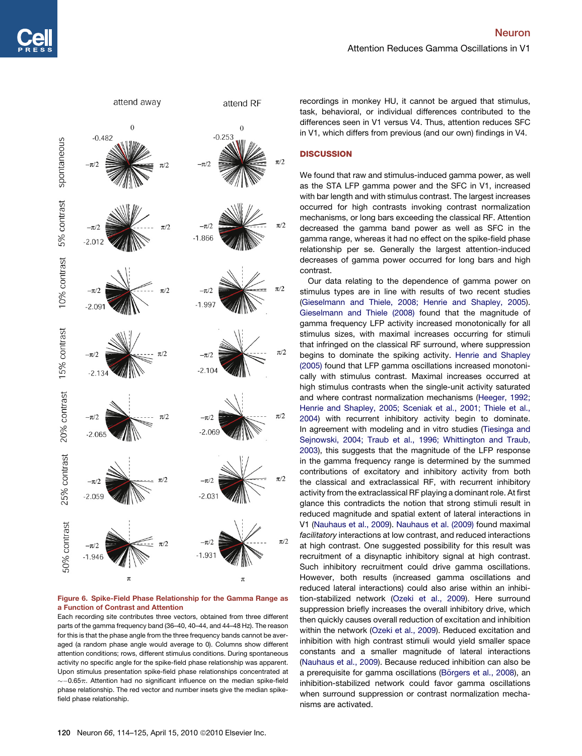recordings in monkey HU, it cannot be argued that stimulus, task, behavioral, or individual differences contributed to the differences seen in V1 versus V4. Thus, attention reduces SFC in V1, which differs from previous (and our own) findings in V4.

Figure 6. Spike-Field Phase Relationship for the Gamma Range as a Function of Contrast and Attention

Each recording site contributes three vectors, obtained from three different parts of the gamma frequency band (36–40, 40–44, and 44–48 Hz). The reason for this is that the phase angle from the three frequency bands cannot be averaged (a random phase angle would average to 0). Columns show different attention conditions; rows, different stimulus conditions. During spontaneous activity no specific angle for the spike-field phase relationship was apparent. Upon stimulus presentation spike-field phase relationships concentrated at $\sim -0.65\pi$. Attention had no significant influence on the median spike-field phase relationship. The red vector and number insets give the median spike-field phase relationship.

## DISCUSSION

We found that raw and stimulus-induced gamma power, as well as the STA LFP gamma power and the SFC in V1, increased with bar length and with stimulus contrast. The largest increases occurred for high contrasts invoking contrast normalization mechanisms, or long bars exceeding the classical RF. Attention decreased the gamma band power as well as SFC in the gamma range, whereas it had no effect on the spike-field phase relationship per se. Generally the largest attention-induced decreases of gamma power occurred for long bars and high contrast.

Our data relating to the dependence of gamma power on stimulus types are in line with results of two recent studies (Gieselmann and Thiele, 2008; Henrie and Shapley, 2005). Gieselmann and Thiele (2008) found that the magnitude of gamma frequency LFP activity increased monotonically for all stimulus sizes, with maximal increases occurring for stimuli that infringed on the classical RF surround, where suppression begins to dominate the spiking activity. Henrie and Shapley (2005) found that LFP gamma oscillations increased monotonically with stimulus contrast. Maximal increases occurred at high stimulus contrasts when the single-unit activity saturated and where contrast normalization mechanisms (Heeger, 1992; Henrie and Shapley, 2005; Sceniak et al., 2001; Thiele et al., 2004) with recurrent inhibitory activity begin to dominate. In agreement with modeling and in vitro studies (Tiesinga and Sejnowski, 2004; Traub et al., 1996; Whittington and Traub, 2003), this suggests that the magnitude of the LFP response in the gamma frequency range is determined by the summed contributions of excitatory and inhibitory activity from both the classical and extraclassical RF, with recurrent inhibitory activity from the extraclassical RF playing a dominant role. At first glance this contradicts the notion that strong stimuli result in reduced magnitude and spatial extent of lateral interactions in V1 (Nauhaus et al., 2009). Nauhaus et al. (2009) found maximal *facilitatory* interactions at low contrast, and reduced interactions at high contrast. One suggested possibility for this result was recruitment of a disynaptic inhibitory signal at high contrast. Such inhibitory recruitment could drive gamma oscillations. However, both results (increased gamma oscillations and reduced lateral interactions) could also arise within an inhibition-stabilized network (Ozeki et al., 2009). Here surround suppression briefly increases the overall inhibitory drive, which then quickly causes overall reduction of excitation and inhibition within the network (Ozeki et al., 2009). Reduced excitation and inhibition with high contrast stimuli would yield smaller space constants and a smaller magnitude of lateral interactions (Nauhaus et al., 2009). Because reduced inhibition can also be a prerequisite for gamma oscillations (Börgers et al., 2008), an inhibition-stabilized network could favor gamma oscillations when surround suppression or contrast normalization mechanisms are activated.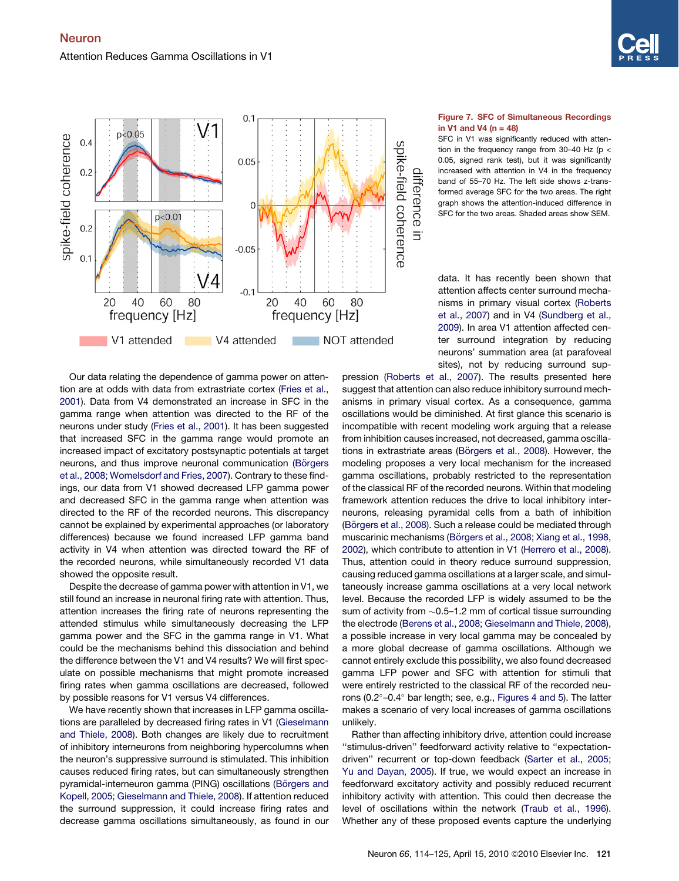**Figure 7. SFC of Simultaneous Recordings in V1 and V4 (n = 48)**

SFC in V1 was significantly reduced with attention in the frequency range from 30–40 Hz ($p < 0.05$, signed rank test), but it was significantly increased with attention in V4 in the frequency band of 55–70 Hz. The left side shows z-transformed average SFC for the two areas. The right graph shows the attention-induced difference in SFC for the two areas. Shaded areas show SEM.

Our data relating the dependence of gamma power on attention are at odds with data from extrastriate cortex (Fries et al., 2001). Data from V4 demonstrated an increase in SFC in the gamma range when attention was directed to the RF of the neurons under study (Fries et al., 2001). It has been suggested that increased SFC in the gamma range would promote an increased impact of excitatory postsynaptic potentials at target neurons, and thus improve neuronal communication (Börgers et al., 2008; Womelsdorf and Fries, 2007). Contrary to these findings, our data from V1 showed decreased LFP gamma power and decreased SFC in the gamma range when attention was directed to the RF of the recorded neurons. This discrepancy cannot be explained by experimental approaches (or laboratory differences) because we found increased LFP gamma band activity in V4 when attention was directed toward the RF of the recorded neurons, while simultaneously recorded V1 data showed the opposite result.

Despite the decrease of gamma power with attention in V1, we still found an increase in neuronal firing rate with attention. Thus, attention increases the firing rate of neurons representing the attended stimulus while simultaneously decreasing the LFP gamma power and the SFC in the gamma range in V1. What could be the mechanisms behind this dissociation and behind the difference between the V1 and V4 results? We will first speculate on possible mechanisms that might promote increased firing rates when gamma oscillations are decreased, followed by possible reasons for V1 versus V4 differences.

We have recently shown that increases in LFP gamma oscillations are paralleled by decreased firing rates in V1 (Gieselmann and Thiele, 2008). Both changes are likely due to recruitment of inhibitory interneurons from neighboring hypercolumns when the neuron's suppressive surround is stimulated. This inhibition causes reduced firing rates, but can simultaneously strengthen pyramidal-interneuron gamma (PING) oscillations (Börgers and Kopell, 2005; Gieselmann and Thiele, 2008). If attention reduced the surround suppression, it could increase firing rates and decrease gamma oscillations simultaneously, as found in our data. It has recently been shown that attention affects center surround mechanisms in primary visual cortex (Roberts et al., 2007) and in V4 (Sundberg et al., 2009). In area V1 attention affected center surround integration by reducing neurons' summation area (at parafoveal sites), not by reducing surround suppression (Roberts et al., 2007). The results presented here suggest that attention can also reduce inhibitory surround mechanisms in primary visual cortex. As a consequence, gamma oscillations would be diminished. At first glance this scenario is incompatible with recent modeling work arguing that a release from inhibition causes increased, not decreased, gamma oscillations in extrastriate areas (Börgers et al., 2008). However, the modeling proposes a very local mechanism for the increased gamma oscillations, probably restricted to the representation of the classical RF of the recorded neurons. Within that modeling framework attention reduces the drive to local inhibitory interneurons, releasing pyramidal cells from a bath of inhibition (Börgers et al., 2008). Such a release could be mediated through muscarinic mechanisms (Börgers et al., 2008; Xiang et al., 1998, 2002), which contribute to attention in V1 (Herrero et al., 2008). Thus, attention could in theory reduce surround suppression, causing reduced gamma oscillations at a larger scale, and simultaneously increase gamma oscillations at a very local network level. Because the recorded LFP is widely assumed to be the sum of activity from ~0.5–1.2 mm of cortical tissue surrounding the electrode (Berens et al., 2008; Gieselmann and Thiele, 2008), a possible increase in very local gamma may be concealed by a more global decrease of gamma oscillations. Although we cannot entirely exclude this possibility, we also found decreased gamma LFP power and SFC with attention for stimuli that were entirely restricted to the classical RF of the recorded neurons (0.2°–0.4° bar length; see, e.g., Figures 4 and 5). The latter makes a scenario of very local increases of gamma oscillations unlikely.

Rather than affecting inhibitory drive, attention could increase "stimulus-driven" feedforward activity relative to "expectation-driven" recurrent or top-down feedback (Sarter et al., 2005; Yu and Dayan, 2005). If true, we would expect an increase in feedforward excitatory activity and possibly reduced recurrent inhibitory activity with attention. This could then decrease the level of oscillations within the network (Traub et al., 1996). Whether any of these proposed events capture the underlying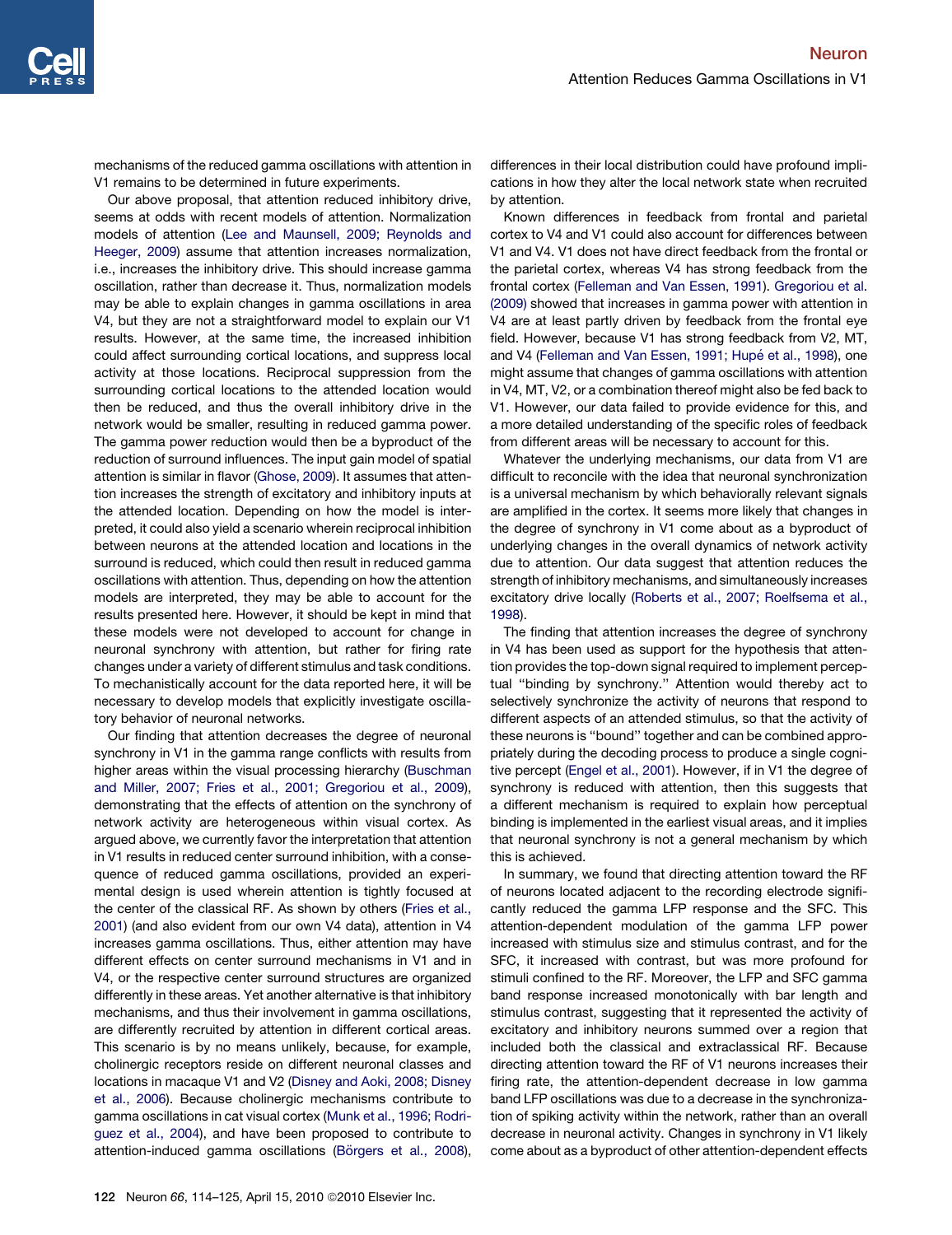mechanisms of the reduced gamma oscillations with attention in V1 remains to be determined in future experiments.

Our above proposal, that attention reduced inhibitory drive, seems at odds with recent models of attention. Normalization models of attention (Lee and Maunsell, 2009; Reynolds and Heeger, 2009) assume that attention increases normalization, i.e., increases the inhibitory drive. This should increase gamma oscillation, rather than decrease it. Thus, normalization models may be able to explain changes in gamma oscillations in area V4, but they are not a straightforward model to explain our V1 results. However, at the same time, the increased inhibition could affect surrounding cortical locations, and suppress local activity at those locations. Reciprocal suppression from the surrounding cortical locations to the attended location would then be reduced, and thus the overall inhibitory drive in the network would be smaller, resulting in reduced gamma power. The gamma power reduction would then be a byproduct of the reduction of surround influences. The input gain model of spatial attention is similar in flavor (Ghose, 2009). It assumes that attention increases the strength of excitatory and inhibitory inputs at the attended location. Depending on how the model is interpreted, it could also yield a scenario wherein reciprocal inhibition between neurons at the attended location and locations in the surround is reduced, which could then result in reduced gamma oscillations with attention. Thus, depending on how the attention models are interpreted, they may be able to account for the results presented here. However, it should be kept in mind that these models were not developed to account for change in neuronal synchrony with attention, but rather for firing rate changes under a variety of different stimulus and task conditions. To mechanistically account for the data reported here, it will be necessary to develop models that explicitly investigate oscillatory behavior of neuronal networks.

Our finding that attention decreases the degree of neuronal synchrony in V1 in the gamma range conflicts with results from higher areas within the visual processing hierarchy (Buschman and Miller, 2007; Fries et al., 2001; Gregoriou et al., 2009), demonstrating that the effects of attention on the synchrony of network activity are heterogeneous within visual cortex. As argued above, we currently favor the interpretation that attention in V1 results in reduced center surround inhibition, with a consequence of reduced gamma oscillations, provided an experimental design is used wherein attention is tightly focused at the center of the classical RF. As shown by others (Fries et al., 2001) (and also evident from our own V4 data), attention in V4 increases gamma oscillations. Thus, either attention may have different effects on center surround mechanisms in V1 and in V4, or the respective center surround structures are organized differently in these areas. Yet another alternative is that inhibitory mechanisms, and thus their involvement in gamma oscillations, are differently recruited by attention in different cortical areas. This scenario is by no means unlikely, because, for example, cholinergic receptors reside on different neuronal classes and locations in macaque V1 and V2 (Disney and Aoki, 2008; Disney et al., 2006). Because cholinergic mechanisms contribute to gamma oscillations in cat visual cortex (Munk et al., 1996; Rodriguez et al., 2004), and have been proposed to contribute to attention-induced gamma oscillations (Börgers et al., 2008), differences in their local distribution could have profound implications in how they alter the local network state when recruited by attention.

Known differences in feedback from frontal and parietal cortex to V4 and V1 could also account for differences between V1 and V4. V1 does not have direct feedback from the frontal or the parietal cortex, whereas V4 has strong feedback from the frontal cortex (Felleman and Van Essen, 1991). Gregoriou et al. (2009) showed that increases in gamma power with attention in V4 are at least partly driven by feedback from the frontal eye field. However, because V1 has strong feedback from V2, MT, and V4 (Felleman and Van Essen, 1991; Hupé et al., 1998), one might assume that changes of gamma oscillations with attention in V4, MT, V2, or a combination thereof might also be fed back to V1. However, our data failed to provide evidence for this, and a more detailed understanding of the specific roles of feedback from different areas will be necessary to account for this.

Whatever the underlying mechanisms, our data from V1 are difficult to reconcile with the idea that neuronal synchronization is a universal mechanism by which behaviorally relevant signals are amplified in the cortex. It seems more likely that changes in the degree of synchrony in V1 come about as a byproduct of underlying changes in the overall dynamics of network activity due to attention. Our data suggest that attention reduces the strength of inhibitory mechanisms, and simultaneously increases excitatory drive locally (Roberts et al., 2007; Roelfsema et al., 1998).

The finding that attention increases the degree of synchrony in V4 has been used as support for the hypothesis that attention provides the top-down signal required to implement perceptual "binding by synchrony." Attention would thereby act to selectively synchronize the activity of neurons that respond to different aspects of an attended stimulus, so that the activity of these neurons is "bound" together and can be combined appropriately during the decoding process to produce a single cognitive percept (Engel et al., 2001). However, if in V1 the degree of synchrony is reduced with attention, then this suggests that a different mechanism is required to explain how perceptual binding is implemented in the earliest visual areas, and it implies that neuronal synchrony is not a general mechanism by which this is achieved.

In summary, we found that directing attention toward the RF of neurons located adjacent to the recording electrode significantly reduced the gamma LFP response and the SFC. This attention-dependent modulation of the gamma LFP power increased with stimulus size and stimulus contrast, and for the SFC, it increased with contrast, but was more profound for stimuli confined to the RF. Moreover, the LFP and SFC gamma band response increased monotonically with bar length and stimulus contrast, suggesting that it represented the activity of excitatory and inhibitory neurons summed over a region that included both the classical and extraclassical RF. Because directing attention toward the RF of V1 neurons increases their firing rate, the attention-dependent decrease in low gamma band LFP oscillations was due to a decrease in the synchronization of spiking activity within the network, rather than an overall decrease in neuronal activity. Changes in synchrony in V1 likely come about as a byproduct of other attention-dependent effects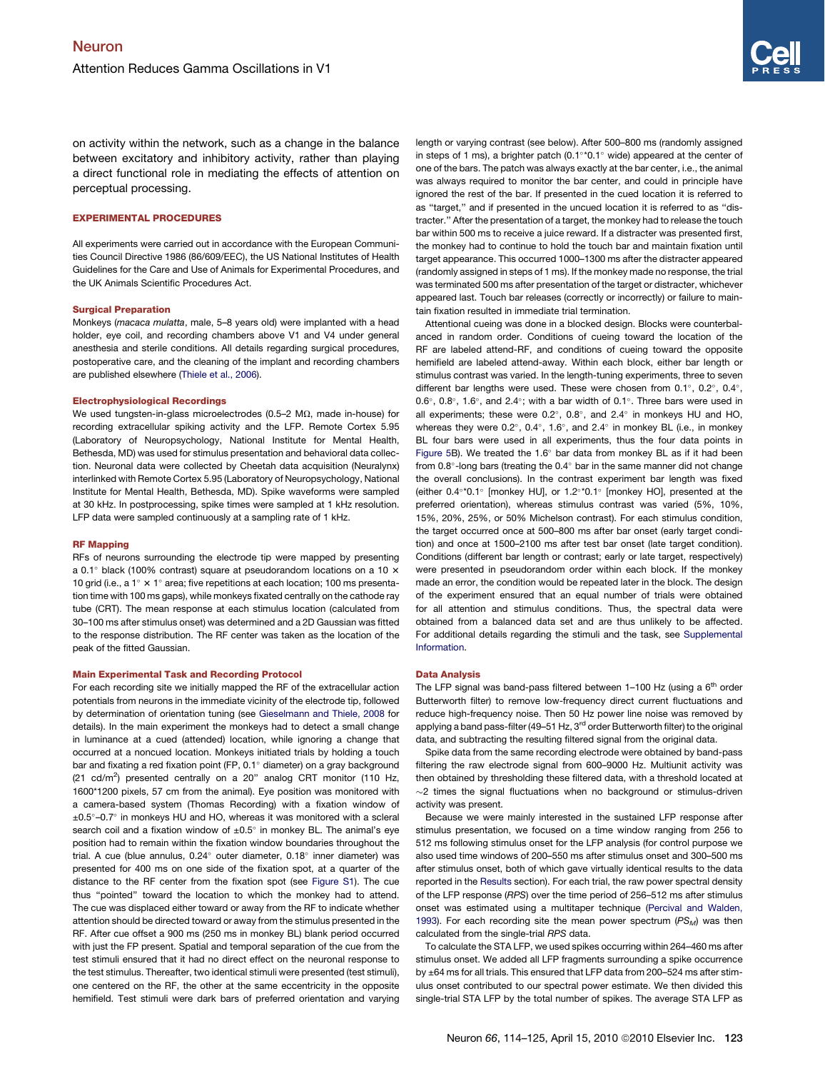on activity within the network, such as a change in the balance between excitatory and inhibitory activity, rather than playing a direct functional role in mediating the effects of attention on perceptual processing.

## EXPERIMENTAL PROCEDURES

All experiments were carried out in accordance with the European Communities Council Directive 1986 (86/609/EEC), the US National Institutes of Health Guidelines for the Care and Use of Animals for Experimental Procedures, and the UK Animals Scientific Procedures Act.

### Surgical Preparation

Monkeys (*macaca mulatta*, male, 5–8 years old) were implanted with a head holder, eye coil, and recording chambers above V1 and V4 under general anesthesia and sterile conditions. All details regarding surgical procedures, postoperative care, and the cleaning of the implant and recording chambers are published elsewhere (Thiele et al., 2006).

### Electrophysiological Recordings

We used tungsten-in-glass microelectrodes (0.5–2 MΩ, made in-house) for recording extracellular spiking activity and the LFP. Remote Cortex 5.95 (Laboratory of Neuropsychology, National Institute for Mental Health, Bethesda, MD) was used for stimulus presentation and behavioral data collection. Neuronal data were collected by Cheetah data acquisition (Neuralynx) interlinked with Remote Cortex 5.95 (Laboratory of Neuropsychology, National Institute for Mental Health, Bethesda, MD). Spike waveforms were sampled at 30 kHz. In postprocessing, spike times were sampled at 1 kHz resolution. LFP data were sampled continuously at a sampling rate of 1 kHz.

### RF Mapping

RFs of neurons surrounding the electrode tip were mapped by presenting a 0.1° black (100% contrast) square at pseudorandom locations on a 10 × 10 grid (i.e., a 1° × 1° area; five repetitions at each location; 100 ms presentation time with 100 ms gaps), while monkeys fixated centrally on the cathode ray tube (CRT). The mean response at each stimulus location (calculated from 30–100 ms after stimulus onset) was determined and a 2D Gaussian was fitted to the response distribution. The RF center was taken as the location of the peak of the fitted Gaussian.

### Main Experimental Task and Recording Protocol

For each recording site we initially mapped the RF of the extracellular action potentials from neurons in the immediate vicinity of the electrode tip, followed by determination of orientation tuning (see Gieselmann and Thiele, 2008 for details). In the main experiment the monkeys had to detect a small change in luminance at a cued (attended) location, while ignoring a change that occurred at a noncued location. Monkeys initiated trials by holding a touch bar and fixating a red fixation point (FP, 0.1° diameter) on a gray background (21 cd/m$^2$) presented centrally on a 20'' analog CRT monitor (110 Hz, 1600*1200 pixels, 57 cm from the animal). Eye position was monitored with a camera-based system (Thomas Recording) with a fixation window of ±0.5°–0.7° in monkeys HU and HO, whereas it was monitored with a scleral search coil and a fixation window of ±0.5° in monkey BL. The animal's eye position had to remain within the fixation window boundaries throughout the trial. A cue (blue annulus, 0.24° outer diameter, 0.18° inner diameter) was presented for 400 ms on one side of the fixation spot, at a quarter of the distance to the RF center from the fixation spot (see Figure S1). The cue thus "pointed" toward the location to which the monkey had to attend. The cue was displaced either toward or away from the RF to indicate whether attention should be directed toward or away from the stimulus presented in the RF. After cue offset a 900 ms (250 ms in monkey BL) blank period occurred with just the FP present. Spatial and temporal separation of the cue from the test stimuli ensured that it had no direct effect on the neuronal response to the test stimulus. Thereafter, two identical stimuli were presented (test stimuli), one centered on the RF, the other at the same eccentricity in the opposite hemifield. Test stimuli were dark bars of preferred orientation and varying length or varying contrast (see below). After 500–800 ms (randomly assigned in steps of 1 ms), a brighter patch (0.1°*0.1° wide) appeared at the center of one of the bars. The patch was always exactly at the bar center, i.e., the animal was always required to monitor the bar center, and could in principle have ignored the rest of the bar. If presented in the cued location it is referred to as "target," and if presented in the uncued location it is referred to as "distracter." After the presentation of a target, the monkey had to release the touch bar within 500 ms to receive a juice reward. If a distracter was presented first, the monkey had to continue to hold the touch bar and maintain fixation until target appearance. This occurred 1000–1300 ms after the distracter appeared (randomly assigned in steps of 1 ms). If the monkey made no response, the trial was terminated 500 ms after presentation of the target or distracter, whichever appeared last. Touch bar releases (correctly or incorrectly) or failure to maintain fixation resulted in immediate trial termination.

Attentional cueing was done in a blocked design. Blocks were counterbalanced in random order. Conditions of cueing toward the location of the RF are labeled attend-RF, and conditions of cueing toward the opposite hemifield are labeled attend-away. Within each block, either bar length or stimulus contrast was varied. In the length-tuning experiments, three to seven different bar lengths were used. These were chosen from 0.1°, 0.2°, 0.4°, 0.6°, 0.8°, 1.6°, and 2.4°; with a bar width of 0.1°. Three bars were used in all experiments; these were 0.2°, 0.8°, and 2.4° in monkeys HU and HO, whereas they were 0.2°, 0.4°, 1.6°, and 2.4° in monkey BL (i.e., in monkey BL four bars were used in all experiments, thus the four data points in Figure 5B). We treated the 1.6° bar data from monkey BL as if it had been from 0.8°-long bars (treating the 0.4° bar in the same manner did not change the overall conclusions). In the contrast experiment bar length was fixed (either 0.4°*0.1° [monkey HU], or 1.2°*0.1° [monkey HO], presented at the preferred orientation), whereas stimulus contrast was varied (5%, 10%, 15%, 20%, 25%, or 50% Michelson contrast). For each stimulus condition, the target occurred once at 500–800 ms after bar onset (early target condition) and once at 1500–2100 ms after test bar onset (late target condition). Conditions (different bar length or contrast; early or late target, respectively) were presented in pseudorandom order within each block. If the monkey made an error, the condition would be repeated later in the block. The design of the experiment ensured that an equal number of trials were obtained for all attention and stimulus conditions. Thus, the spectral data were obtained from a balanced data set and are thus unlikely to be affected. For additional details regarding the stimuli and the task, see Supplemental Information.

### Data Analysis

The LFP signal was band-pass filtered between 1–100 Hz (using a 6$^{th}$ order Butterworth filter) to remove low-frequency direct current fluctuations and reduce high-frequency noise. Then 50 Hz power line noise was removed by applying a band pass-filter (49–51 Hz, 3$^{rd}$ order Butterworth filter) to the original data, and subtracting the resulting filtered signal from the original data.

Spike data from the same recording electrode were obtained by band-pass filtering the raw electrode signal from 600–9000 Hz. Multiunit activity was then obtained by thresholding these filtered data, with a threshold located at ~2 times the signal fluctuations when no background or stimulus-driven activity was present.

Because we were mainly interested in the sustained LFP response after stimulus presentation, we focused on a time window ranging from 256 to 512 ms following stimulus onset for the LFP analysis (for control purpose we also used time windows of 200–550 ms after stimulus onset and 300–500 ms after stimulus onset, both of which gave virtually identical results to the data reported in the Results section). For each trial, the raw power spectral density of the LFP response (*RPS*) over the time period of 256–512 ms after stimulus onset was estimated using a multitaper technique (Percival and Walden, 1993). For each recording site the mean power spectrum ($PS_M$) was then calculated from the single-trial *RPS* data.

To calculate the STA LFP, we used spikes occurring within 264–460 ms after stimulus onset. We added all LFP fragments surrounding a spike occurrence by ±64 ms for all trials. This ensured that LFP data from 200–524 ms after stimulus onset contributed to our spectral power estimate. We then divided this single-trial STA LFP by the total number of spikes. The average STA LFP as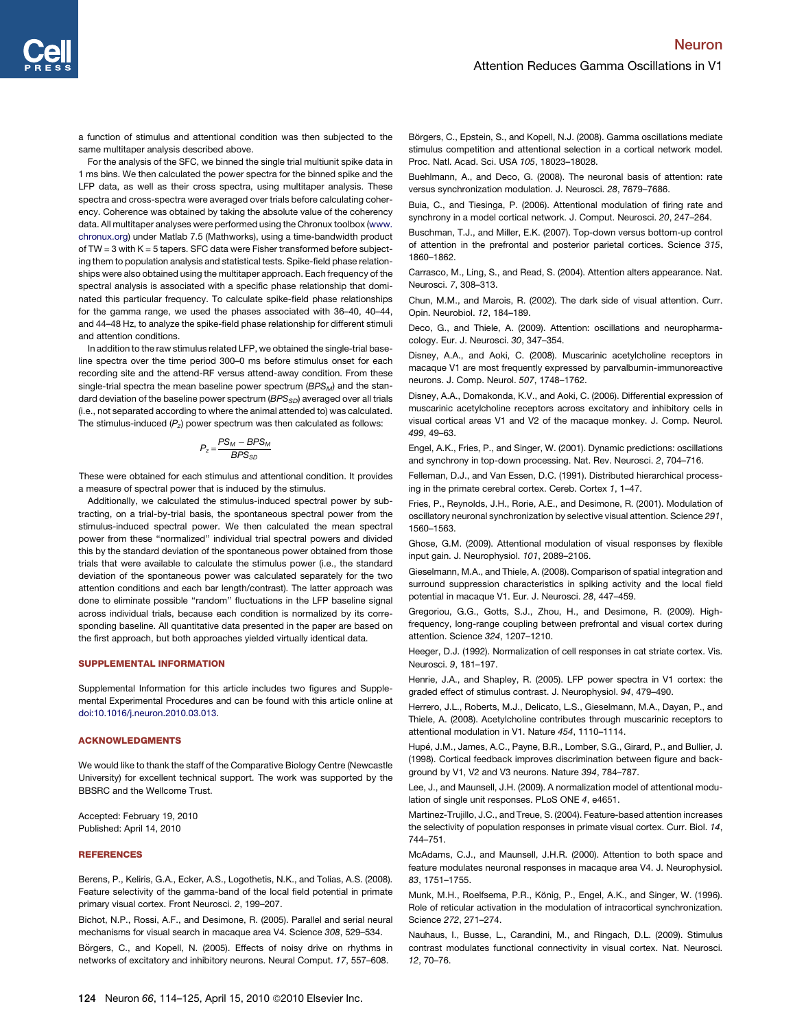a function of stimulus and attentional condition was then subjected to the same multitaper analysis described above.

For the analysis of the SFC, we binned the single trial multiunit spike data in 1 ms bins. We then calculated the power spectra for the binned spike and the LFP data, as well as their cross spectra, using multitaper analysis. These spectra and cross-spectra were averaged over trials before calculating coherency. Coherence was obtained by taking the absolute value of the coherency data. All multitaper analyses were performed using the Chronux toolbox (www.chronux.org) under Matlab 7.5 (Mathworks), using a time-bandwidth product of TW = 3 with K = 5 tapers. SFC data were Fisher transformed before subjecting them to population analysis and statistical tests. Spike-field phase relationships were also obtained using the multitaper approach. Each frequency of the spectral analysis is associated with a specific phase relationship that dominated this particular frequency. To calculate spike-field phase relationships for the gamma range, we used the phases associated with 36–40, 40–44, and 44–48 Hz, to analyze the spike-field phase relationship for different stimuli and attention conditions.

In addition to the raw stimulus related LFP, we obtained the single-trial baseline spectra over the time period 300–0 ms before stimulus onset for each recording site and the attend-RF versus attend-away condition. From these single-trial spectra the mean baseline power spectrum ($BPS_M$) and the standard deviation of the baseline power spectrum ($BPS_{SD}$) averaged over all trials (i.e., not separated according to where the animal attended to) was calculated. The stimulus-induced ($P_z$) power spectrum was then calculated as follows:

$$P_z = \frac{PS_M - BPS_M}{BPS_{SD}}$$

These were obtained for each stimulus and attentional condition. It provides a measure of spectral power that is induced by the stimulus.

Additionally, we calculated the stimulus-induced spectral power by subtracting, on a trial-by-trial basis, the spontaneous spectral power from the stimulus-induced spectral power. We then calculated the mean spectral power from these "normalized" individual trial spectral powers and divided this by the standard deviation of the spontaneous power obtained from those trials that were available to calculate the stimulus power (i.e., the standard deviation of the spontaneous power was calculated separately for the two attention conditions and each bar length/contrast). The latter approach was done to eliminate possible "random" fluctuations in the LFP baseline signal across individual trials, because each condition is normalized by its corresponding baseline. All quantitative data presented in the paper are based on the first approach, but both approaches yielded virtually identical data.

## SUPPLEMENTAL INFORMATION

Supplemental Information for this article includes two figures and Supplemental Experimental Procedures and can be found with this article online at doi:10.1016/j.neuron.2010.03.013.

## ACKNOWLEDGMENTS

We would like to thank the staff of the Comparative Biology Centre (Newcastle University) for excellent technical support. The work was supported by the BBSRC and the Wellcome Trust.

Accepted: February 19, 2010
Published: April 14, 2010

## REFERENCES

Berens, P., Keliris, G.A., Ecker, A.S., Logothetis, N.K., and Tolias, A.S. (2008). Feature selectivity of the gamma-band of the local field potential in primate primary visual cortex. Front Neurosci. *2*, 199–207.

Bichot, N.P., Rossi, A.F., and Desimone, R. (2005). Parallel and serial neural mechanisms for visual search in macaque area V4. Science *308*, 529–534.

Börgers, C., and Kopell, N. (2005). Effects of noisy drive on rhythms in networks of excitatory and inhibitory neurons. Neural Comput. *17*, 557–608.

Börgers, C., Epstein, S., and Kopell, N.J. (2008). Gamma oscillations mediate stimulus competition and attentional selection in a cortical network model. Proc. Natl. Acad. Sci. USA *105*, 18023–18028.

Buehlmann, A., and Deco, G. (2008). The neuronal basis of attention: rate versus synchronization modulation. J. Neurosci. *28*, 7679–7686.

Buia, C., and Tiesinga, P. (2006). Attentional modulation of firing rate and synchrony in a model cortical network. J. Comput. Neurosci. *20*, 247–264.

Buschman, T.J., and Miller, E.K. (2007). Top-down versus bottom-up control of attention in the prefrontal and posterior parietal cortices. Science *315*, 1860–1862.

Carrasco, M., Ling, S., and Read, S. (2004). Attention alters appearance. Nat. Neurosci. *7*, 308–313.

Chun, M.M., and Marois, R. (2002). The dark side of visual attention. Curr. Opin. Neurobiol. *12*, 184–189.

Deco, G., and Thiele, A. (2009). Attention: oscillations and neuropharmacology. Eur. J. Neurosci. *30*, 347–354.

Disney, A.A., and Aoki, C. (2008). Muscarinic acetylcholine receptors in macaque V1 are most frequently expressed by parvalbumin-immunoreactive neurons. J. Comp. Neurol. *507*, 1748–1762.

Disney, A.A., Domakonda, K.V., and Aoki, C. (2006). Differential expression of muscarinic acetylcholine receptors across excitatory and inhibitory cells in visual cortical areas V1 and V2 of the macaque monkey. J. Comp. Neurol. *499*, 49–63.

Engel, A.K., Fries, P., and Singer, W. (2001). Dynamic predictions: oscillations and synchrony in top-down processing. Nat. Rev. Neurosci. *2*, 704–716.

Felleman, D.J., and Van Essen, D.C. (1991). Distributed hierarchical processing in the primate cerebral cortex. Cereb. Cortex *1*, 1–47.

Fries, P., Reynolds, J.H., Rorie, A.E., and Desimone, R. (2001). Modulation of oscillatory neuronal synchronization by selective visual attention. Science *291*, 1560–1563.

Ghose, G.M. (2009). Attentional modulation of visual responses by flexible input gain. J. Neurophysiol. *101*, 2089–2106.

Gieselmann, M.A., and Thiele, A. (2008). Comparison of spatial integration and surround suppression characteristics in spiking activity and the local field potential in macaque V1. Eur. J. Neurosci. *28*, 447–459.

Gregoriou, G.G., Gotts, S.J., Zhou, H., and Desimone, R. (2009). High-frequency, long-range coupling between prefrontal and visual cortex during attention. Science *324*, 1207–1210.

Heeger, D.J. (1992). Normalization of cell responses in cat striate cortex. Vis. Neurosci. *9*, 181–197.

Henrie, J.A., and Shapley, R. (2005). LFP power spectra in V1 cortex: the graded effect of stimulus contrast. J. Neurophysiol. *94*, 479–490.

Herrero, J.L., Roberts, M.J., Delicato, L.S., Gieselmann, M.A., Dayan, P., and Thiele, A. (2008). Acetylcholine contributes through muscarinic receptors to attentional modulation in V1. Nature *454*, 1110–1114.

Hupé, J.M., James, A.C., Payne, B.R., Lomber, S.G., Girard, P., and Bullier, J. (1998). Cortical feedback improves discrimination between figure and background by V1, V2 and V3 neurons. Nature *394*, 784–787.

Lee, J., and Maunsell, J.H. (2009). A normalization model of attentional modulation of single unit responses. PLoS ONE *4*, e4651.

Martinez-Trujillo, J.C., and Treue, S. (2004). Feature-based attention increases the selectivity of population responses in primate visual cortex. Curr. Biol. *14*, 744–751.

McAdams, C.J., and Maunsell, J.H.R. (2000). Attention to both space and feature modulates neuronal responses in macaque area V4. J. Neurophysiol. *83*, 1751–1755.

Munk, M.H., Roelfsema, P.R., König, P., Engel, A.K., and Singer, W. (1996). Role of reticular activation in the modulation of intracortical synchronization. Science *272*, 271–274.

Nauhaus, I., Busse, L., Carandini, M., and Ringach, D.L. (2009). Stimulus contrast modulates functional connectivity in visual cortex. Nat. Neurosci. *12*, 70–76.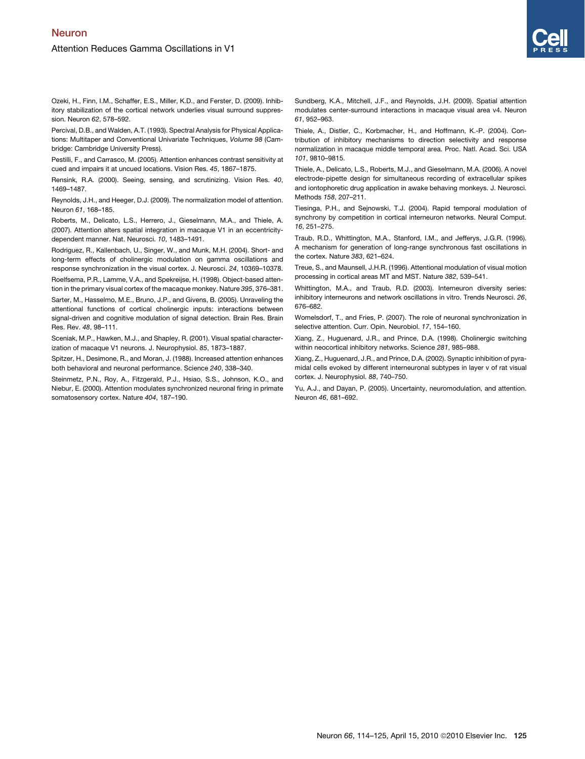Ozeki, H., Finn, I.M., Schaffer, E.S., Miller, K.D., and Ferster, D. (2009). Inhibitory stabilization of the cortical network underlies visual surround suppression. Neuron *62*, 578–592.

Percival, D.B., and Walden, A.T. (1993). Spectral Analysis for Physical Applications: Multitaper and Conventional Univariate Techniques, *Volume 98* (Cambridge: Cambridge University Press).

Pestilli, F., and Carrasco, M. (2005). Attention enhances contrast sensitivity at cued and impairs it at uncued locations. Vision Res. *45*, 1867–1875.

Rensink, R.A. (2000). Seeing, sensing, and scrutinizing. Vision Res. *40*, 1469–1487.

Reynolds, J.H., and Heeger, D.J. (2009). The normalization model of attention. Neuron *61*, 168–185.

Roberts, M., Delicato, L.S., Herrero, J., Gieselmann, M.A., and Thiele, A. (2007). Attention alters spatial integration in macaque V1 in an eccentricity-dependent manner. Nat. Neurosci. *10*, 1483–1491.

Rodriguez, R., Kallenbach, U., Singer, W., and Munk, M.H. (2004). Short- and long-term effects of cholinergic modulation on gamma oscillations and response synchronization in the visual cortex. J. Neurosci. *24*, 10369–10378.

Roelfsema, P.R., Lamme, V.A., and Spekreijse, H. (1998). Object-based attention in the primary visual cortex of the macaque monkey. Nature *395*, 376–381.

Sarter, M., Hasselmo, M.E., Bruno, J.P., and Givens, B. (2005). Unraveling the attentional functions of cortical cholinergic inputs: interactions between signal-driven and cognitive modulation of signal detection. Brain Res. Brain Res. Rev. *48*, 98–111.

Sceniak, M.P., Hawken, M.J., and Shapley, R. (2001). Visual spatial characterization of macaque V1 neurons. J. Neurophysiol. *85*, 1873–1887.

Spitzer, H., Desimone, R., and Moran, J. (1988). Increased attention enhances both behavioral and neuronal performance. Science *240*, 338–340.

Steinmetz, P.N., Roy, A., Fitzgerald, P.J., Hsiao, S.S., Johnson, K.O., and Niebur, E. (2000). Attention modulates synchronized neuronal firing in primate somatosensory cortex. Nature *404*, 187–190.

Sundberg, K.A., Mitchell, J.F., and Reynolds, J.H. (2009). Spatial attention modulates center-surround interactions in macaque visual area v4. Neuron *61*, 952–963.

Thiele, A., Distler, C., Korbmacher, H., and Hoffmann, K.-P. (2004). Contribution of inhibitory mechanisms to direction selectivity and response normalization in macaque middle temporal area. Proc. Natl. Acad. Sci. USA *101*, 9810–9815.

Thiele, A., Delicato, L.S., Roberts, M.J., and Gieselmann, M.A. (2006). A novel electrode-pipette design for simultaneous recording of extracellular spikes and iontophoretic drug application in awake behaving monkeys. J. Neurosci. Methods *158*, 207–211.

Tiesinga, P.H., and Sejnowski, T.J. (2004). Rapid temporal modulation of synchrony by competition in cortical interneuron networks. Neural Comput. *16*, 251–275.

Traub, R.D., Whittington, M.A., Stanford, I.M., and Jefferys, J.G.R. (1996). A mechanism for generation of long-range synchronous fast oscillations in the cortex. Nature *383*, 621–624.

Treue, S., and Maunsell, J.H.R. (1996). Attentional modulation of visual motion processing in cortical areas MT and MST. Nature *382*, 539–541.

Whittington, M.A., and Traub, R.D. (2003). Interneuron diversity series: inhibitory interneurons and network oscillations in vitro. Trends Neurosci. *26*, 676–682.

Womelsdorf, T., and Fries, P. (2007). The role of neuronal synchronization in selective attention. Curr. Opin. Neurobiol. *17*, 154–160.

Xiang, Z., Huguenard, J.R., and Prince, D.A. (1998). Cholinergic switching within neocortical inhibitory networks. Science *281*, 985–988.

Xiang, Z., Huguenard, J.R., and Prince, D.A. (2002). Synaptic inhibition of pyramidal cells evoked by different interneuronal subtypes in layer v of rat visual cortex. J. Neurophysiol. *88*, 740–750.

Yu, A.J., and Dayan, P. (2005). Uncertainty, neuromodulation, and attention. Neuron *46*, 681–692.